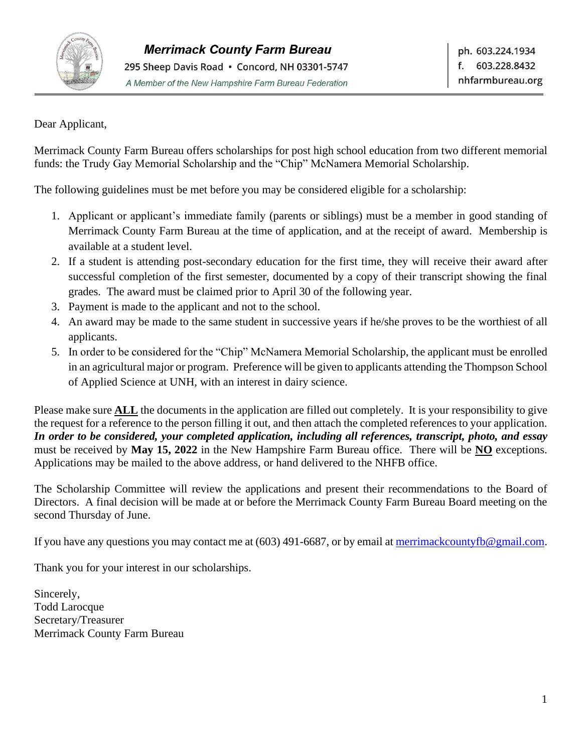**Merrimack County Farm Bureau**
295 Sheep Davis Road • Concord, NH 03301-5747
*A Member of the New Hampshire Farm Bureau Federation*

ph. 603.224.1934
f. 603.228.8432
nhfarmbureau.org

---

Dear Applicant,

Merrimack County Farm Bureau offers scholarships for post high school education from two different memorial funds: the Trudy Gay Memorial Scholarship and the "Chip" McNamera Memorial Scholarship.

The following guidelines must be met before you may be considered eligible for a scholarship:

1. Applicant or applicant's immediate family (parents or siblings) must be a member in good standing of Merrimack County Farm Bureau at the time of application, and at the receipt of award. Membership is available at a student level.
2. If a student is attending post-secondary education for the first time, they will receive their award after successful completion of the first semester, documented by a copy of their transcript showing the final grades. The award must be claimed prior to April 30 of the following year.
3. Payment is made to the applicant and not to the school.
4. An award may be made to the same student in successive years if he/she proves to be the worthiest of all applicants.
5. In order to be considered for the "Chip" McNamera Memorial Scholarship, the applicant must be enrolled in an agricultural major or program. Preference will be given to applicants attending the Thompson School of Applied Science at UNH, with an interest in dairy science.

Please make sure **ALL** the documents in the application are filled out completely. It is your responsibility to give the request for a reference to the person filling it out, and then attach the completed references to your application. ***In order to be considered, your completed application, including all references, transcript, photo, and essay*** must be received by **May 15, 2022** in the New Hampshire Farm Bureau office. There will be **NO** exceptions. Applications may be mailed to the above address, or hand delivered to the NHFB office.

The Scholarship Committee will review the applications and present their recommendations to the Board of Directors. A final decision will be made at or before the Merrimack County Farm Bureau Board meeting on the second Thursday of June.

If you have any questions you may contact me at (603) 491-6687, or by email at merrimackcountyfb@gmail.com.

Thank you for your interest in our scholarships.

Sincerely,
Todd Larocque
Secretary/Treasurer
Merrimack County Farm Bureau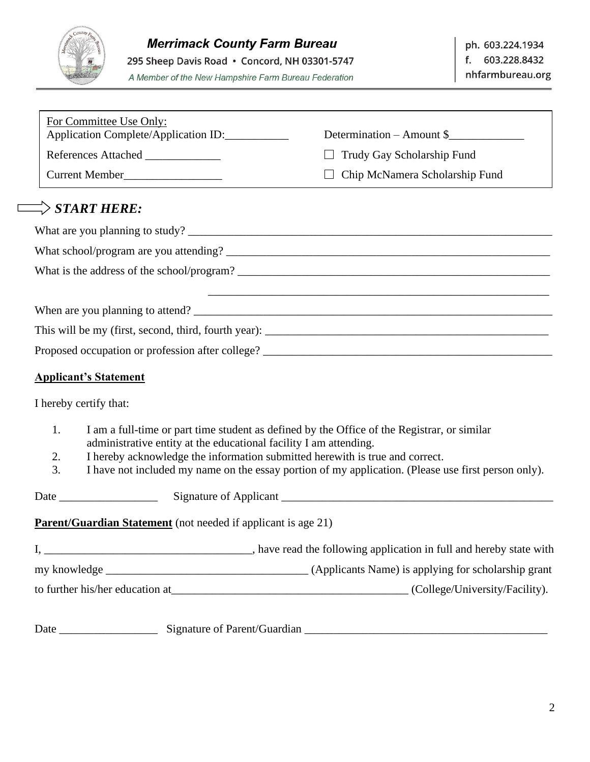**Merrimack County Farm Bureau**

295 Sheep Davis Road • Concord, NH 03301-5747

*A Member of the New Hampshire Farm Bureau Federation*

ph. 603.224.1934
f. 603.228.8432
nhfarmbureau.org

---

| For Committee Use Only: | |
|---|---|
| Application Complete/Application ID:___________ | Determination – Amount $_____________ |
| References Attached _____________ | ☐ Trudy Gay Scholarship Fund |
| Current Member_________________ | ☐ Chip McNamera Scholarship Fund |

## ⇨ *START HERE:*

What are you planning to study? ___________________________________________________________________

What school/program are you attending? ____________________________________________________________

What is the address of the school/program? _________________________________________________________

_____________________________________________________________

When are you planning to attend? __________________________________________________________________

This will be my (first, second, third, fourth year): ____________________________________________________

Proposed occupation or profession after college? _____________________________________________________

**Applicant's Statement**

I hereby certify that:

1. I am a full-time or part time student as defined by the Office of the Registrar, or similar administrative entity at the educational facility I am attending.
2. I hereby acknowledge the information submitted herewith is true and correct.
3. I have not included my name on the essay portion of my application. (Please use first person only).

Date _________________ Signature of Applicant _________________________________________________

**Parent/Guardian Statement** (not needed if applicant is age 21)

I, ____________________________________, have read the following application in full and hereby state with my knowledge __________________________________ (Applicants Name) is applying for scholarship grant to further his/her education at________________________________________ (College/University/Facility).

Date _________________ Signature of Parent/Guardian ___________________________________________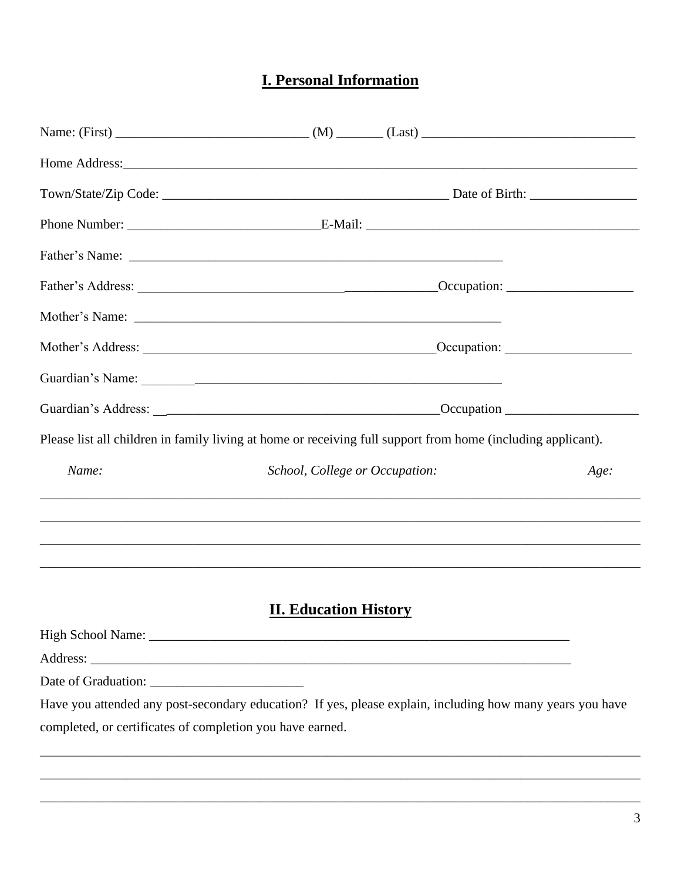## I. Personal Information

Name: (First) ____________________________ (M) _______ (Last) _______________________________

Home Address:______________________________________________________________________________

Town/State/Zip Code: __________________________________________ Date of Birth: ________________

Phone Number: ____________________________E-Mail: ________________________________________

Father's Name: _________________________________________________________

Father's Address: _____________________________________________Occupation: ___________________

Mother's Name: ________________________________________________________

Mother's Address: _____________________________________________Occupation: ___________________

Guardian's Name: ________________________________________________________

Guardian's Address: ___________________________________________Occupation ____________________

Please list all children in family living at home or receiving full support from home (including applicant).

| *Name:* | *School, College or Occupation:* | *Age:* |
| --- | --- | --- |
| | | |
| | | |
| | | |
| | | |

## II. Education History

High School Name: _________________________________________________________________

Address: _________________________________________________________________________

Date of Graduation: _______________________

Have you attended any post-secondary education? If yes, please explain, including how many years you have completed, or certificates of completion you have earned.

_____________________________________________________________________________________

_____________________________________________________________________________________

_____________________________________________________________________________________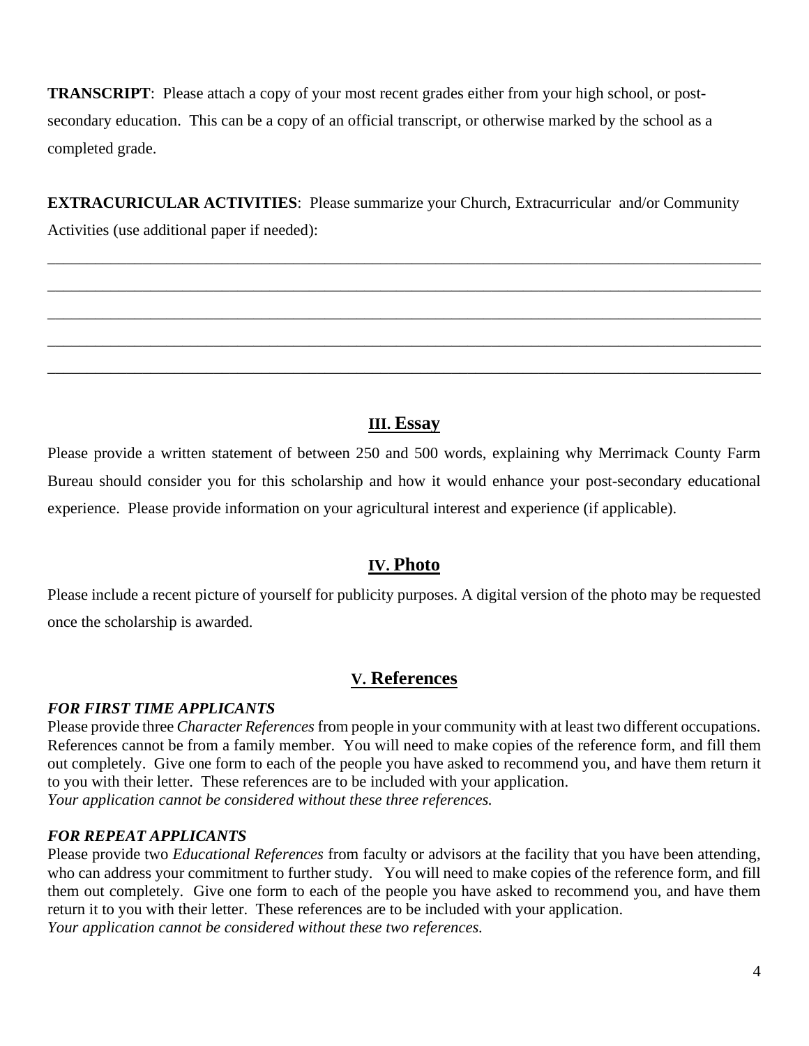**TRANSCRIPT**: Please attach a copy of your most recent grades either from your high school, or post-secondary education. This can be a copy of an official transcript, or otherwise marked by the school as a completed grade.

**EXTRACURICULAR ACTIVITIES**: Please summarize your Church, Extracurricular and/or Community Activities (use additional paper if needed):

______________________________________________________________________________

______________________________________________________________________________

______________________________________________________________________________

______________________________________________________________________________

______________________________________________________________________________

## III. Essay

Please provide a written statement of between 250 and 500 words, explaining why Merrimack County Farm Bureau should consider you for this scholarship and how it would enhance your post-secondary educational experience. Please provide information on your agricultural interest and experience (if applicable).

## IV. Photo

Please include a recent picture of yourself for publicity purposes. A digital version of the photo may be requested once the scholarship is awarded.

## V. References

***FOR FIRST TIME APPLICANTS***

Please provide three *Character References* from people in your community with at least two different occupations. References cannot be from a family member. You will need to make copies of the reference form, and fill them out completely. Give one form to each of the people you have asked to recommend you, and have them return it to you with their letter. These references are to be included with your application.
*Your application cannot be considered without these three references.*

***FOR REPEAT APPLICANTS***

Please provide two *Educational References* from faculty or advisors at the facility that you have been attending, who can address your commitment to further study. You will need to make copies of the reference form, and fill them out completely. Give one form to each of the people you have asked to recommend you, and have them return it to you with their letter. These references are to be included with your application.
*Your application cannot be considered without these two references.*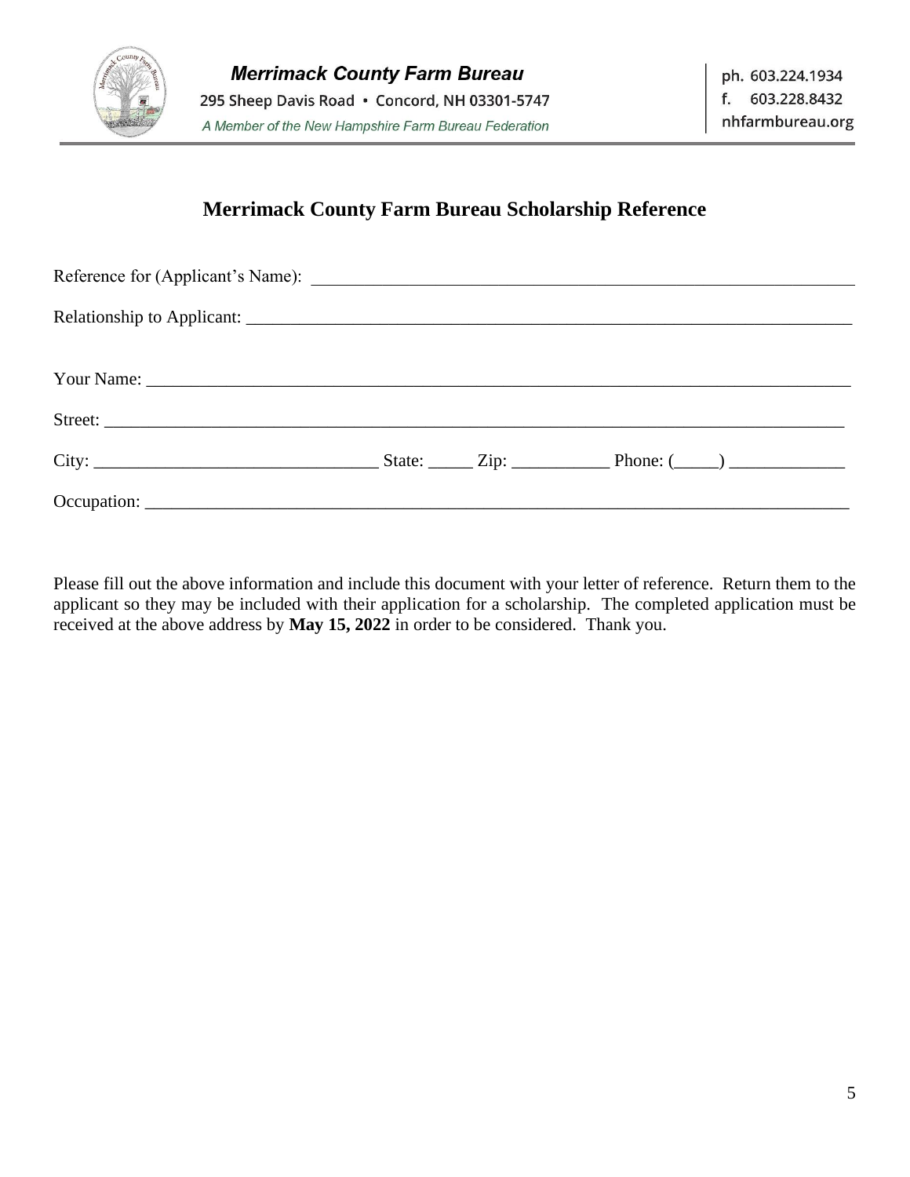**Merrimack County Farm Bureau**
295 Sheep Davis Road • Concord, NH 03301-5747
*A Member of the New Hampshire Farm Bureau Federation*

ph. 603.224.1934
f. 603.228.8432
nhfarmbureau.org

# Merrimack County Farm Bureau Scholarship Reference

Reference for (Applicant's Name): ________________________________________________________________

Relationship to Applicant: ______________________________________________________________________

Your Name: ___________________________________________________________________________________

Street: ______________________________________________________________________________________

City: _________________________________ State: _____ Zip: ___________ Phone: (_____) _____________

Occupation: __________________________________________________________________________________

Please fill out the above information and include this document with your letter of reference. Return them to the applicant so they may be included with their application for a scholarship. The completed application must be received at the above address by **May 15, 2022** in order to be considered. Thank you.